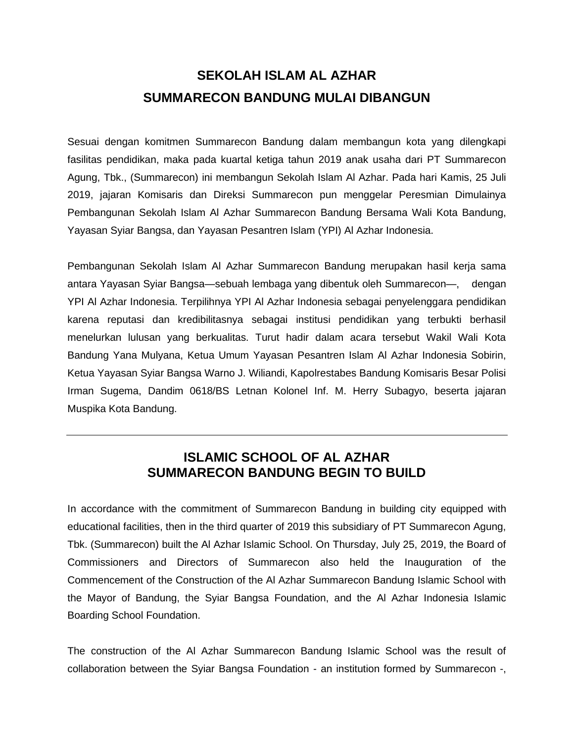# SEKOLAH ISLAM AL AZHAR
# SUMMARECON BANDUNG MULAI DIBANGUN

Sesuai dengan komitmen Summarecon Bandung dalam membangun kota yang dilengkapi fasilitas pendidikan, maka pada kuartal ketiga tahun 2019 anak usaha dari PT Summarecon Agung, Tbk., (Summarecon) ini membangun Sekolah Islam Al Azhar. Pada hari Kamis, 25 Juli 2019, jajaran Komisaris dan Direksi Summarecon pun menggelar Peresmian Dimulainya Pembangunan Sekolah Islam Al Azhar Summarecon Bandung Bersama Wali Kota Bandung, Yayasan Syiar Bangsa, dan Yayasan Pesantren Islam (YPI) Al Azhar Indonesia.

Pembangunan Sekolah Islam Al Azhar Summarecon Bandung merupakan hasil kerja sama antara Yayasan Syiar Bangsa—sebuah lembaga yang dibentuk oleh Summarecon—, dengan YPI Al Azhar Indonesia. Terpilihnya YPI Al Azhar Indonesia sebagai penyelenggara pendidikan karena reputasi dan kredibilitasnya sebagai institusi pendidikan yang terbukti berhasil menelurkan lulusan yang berkualitas. Turut hadir dalam acara tersebut Wakil Wali Kota Bandung Yana Mulyana, Ketua Umum Yayasan Pesantren Islam Al Azhar Indonesia Sobirin, Ketua Yayasan Syiar Bangsa Warno J. Wiliandi, Kapolrestabes Bandung Komisaris Besar Polisi Irman Sugema, Dandim 0618/BS Letnan Kolonel Inf. M. Herry Subagyo, beserta jajaran Muspika Kota Bandung.

---

# ISLAMIC SCHOOL OF AL AZHAR
# SUMMARECON BANDUNG BEGIN TO BUILD

In accordance with the commitment of Summarecon Bandung in building city equipped with educational facilities, then in the third quarter of 2019 this subsidiary of PT Summarecon Agung, Tbk. (Summarecon) built the Al Azhar Islamic School. On Thursday, July 25, 2019, the Board of Commissioners and Directors of Summarecon also held the Inauguration of the Commencement of the Construction of the Al Azhar Summarecon Bandung Islamic School with the Mayor of Bandung, the Syiar Bangsa Foundation, and the Al Azhar Indonesia Islamic Boarding School Foundation.

The construction of the Al Azhar Summarecon Bandung Islamic School was the result of collaboration between the Syiar Bangsa Foundation - an institution formed by Summarecon -,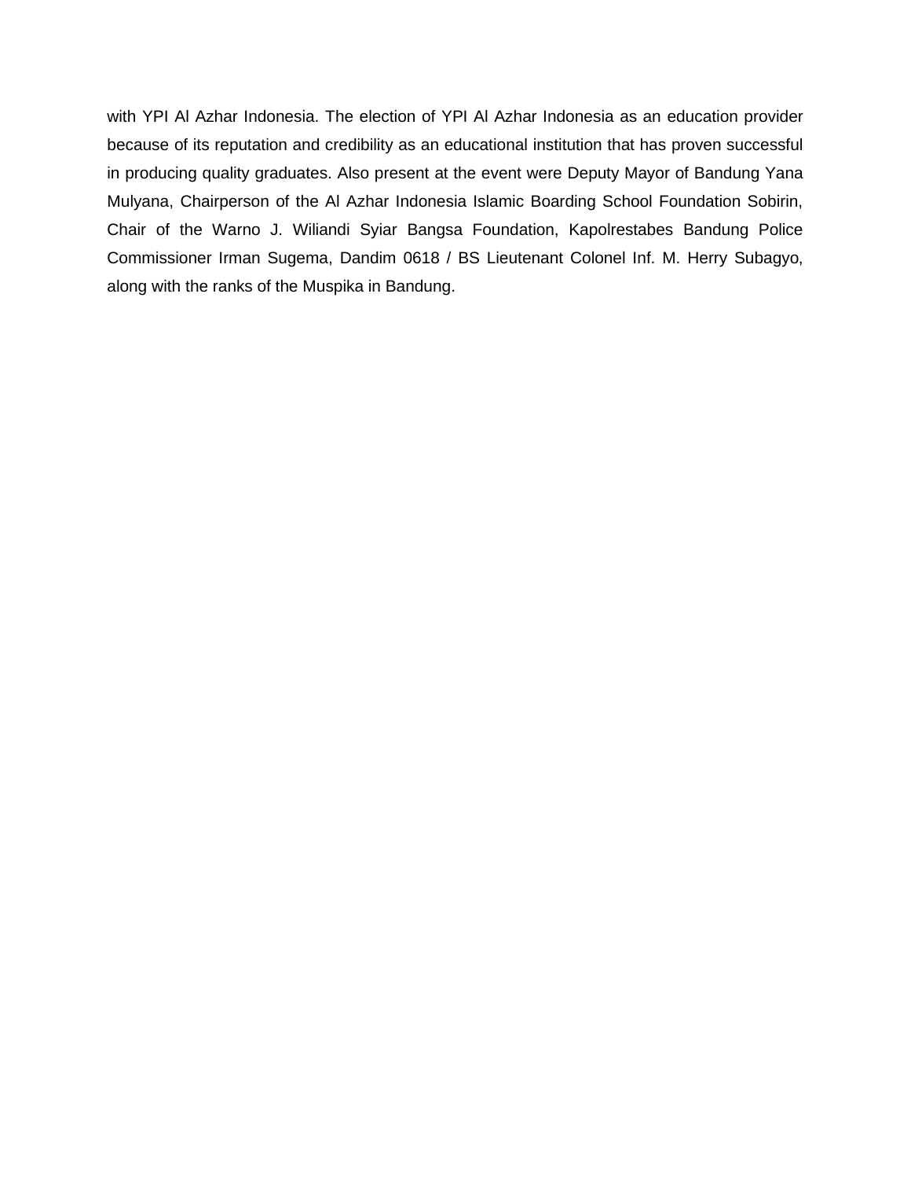with YPI Al Azhar Indonesia. The election of YPI Al Azhar Indonesia as an education provider because of its reputation and credibility as an educational institution that has proven successful in producing quality graduates. Also present at the event were Deputy Mayor of Bandung Yana Mulyana, Chairperson of the Al Azhar Indonesia Islamic Boarding School Foundation Sobirin, Chair of the Warno J. Wiliandi Syiar Bangsa Foundation, Kapolrestabes Bandung Police Commissioner Irman Sugema, Dandim 0618 / BS Lieutenant Colonel Inf. M. Herry Subagyo, along with the ranks of the Muspika in Bandung.